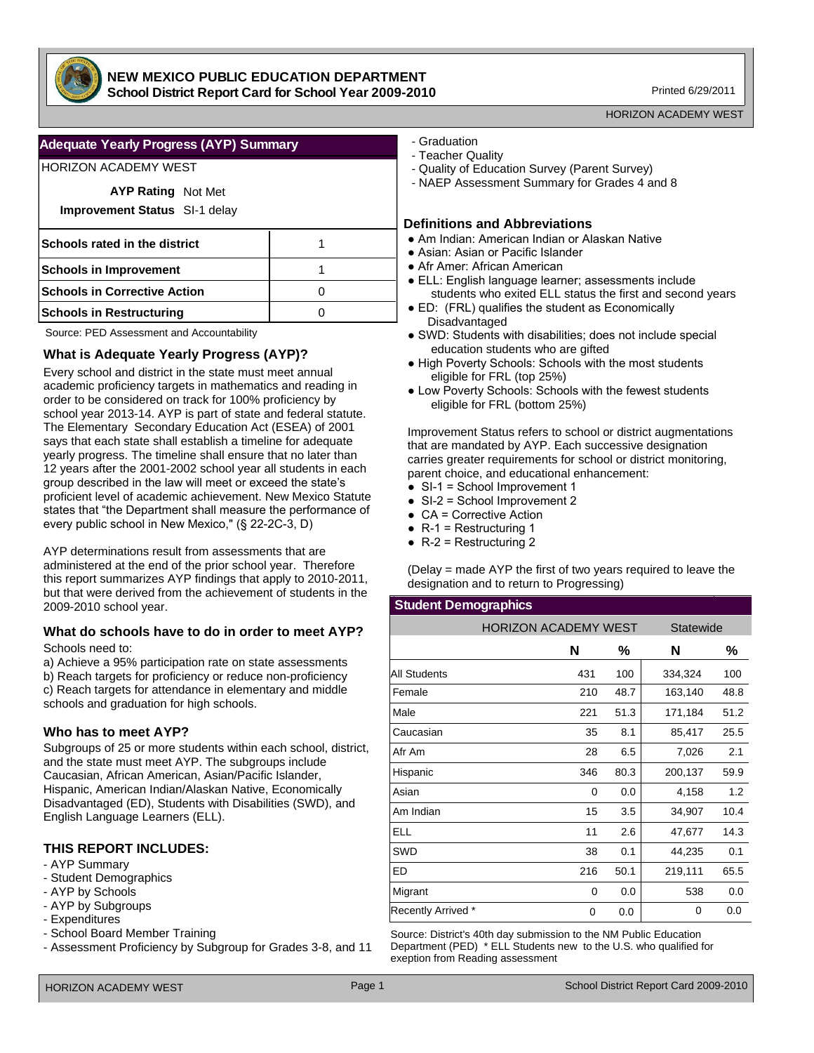# NEW MEXICO PUBLIC EDUCATION DEPARTMENT

**School District Report Card for School Year 2009-2010**

Printed 6/29/2011

HORIZON ACADEMY WEST

## Adequate Yearly Progress (AYP) Summary

HORIZON ACADEMY WEST

**AYP Rating** Not Met

**Improvement Status** SI-1 delay

| | |
|---|---|
| **Schools rated in the district** | 1 |
| **Schools in Improvement** | 1 |
| **Schools in Corrective Action** | 0 |
| **Schools in Restructuring** | 0 |

Source: PED Assessment and Accountability

### What is Adequate Yearly Progress (AYP)?

Every school and district in the state must meet annual academic proficiency targets in mathematics and reading in order to be considered on track for 100% proficiency by school year 2013-14. AYP is part of state and federal statute. The Elementary Secondary Education Act (ESEA) of 2001 says that each state shall establish a timeline for adequate yearly progress. The timeline shall ensure that no later than 12 years after the 2001-2002 school year all students in each group described in the law will meet or exceed the state's proficient level of academic achievement. New Mexico Statute states that "the Department shall measure the performance of every public school in New Mexico," (§ 22-2C-3, D)

AYP determinations result from assessments that are administered at the end of the prior school year. Therefore this report summarizes AYP findings that apply to 2010-2011, but that were derived from the achievement of students in the 2009-2010 school year.

### What do schools have to do in order to meet AYP?

Schools need to:

a) Achieve a 95% participation rate on state assessments
b) Reach targets for proficiency or reduce non-proficiency
c) Reach targets for attendance in elementary and middle schools and graduation for high schools.

### Who has to meet AYP?

Subgroups of 25 or more students within each school, district, and the state must meet AYP. The subgroups include Caucasian, African American, Asian/Pacific Islander, Hispanic, American Indian/Alaskan Native, Economically Disadvantaged (ED), Students with Disabilities (SWD), and English Language Learners (ELL).

### THIS REPORT INCLUDES:

- AYP Summary
- Student Demographics
- AYP by Schools
- AYP by Subgroups
- Expenditures
- School Board Member Training
- Assessment Proficiency by Subgroup for Grades 3-8, and 11
- Graduation
- Teacher Quality
- Quality of Education Survey (Parent Survey)
- NAEP Assessment Summary for Grades 4 and 8

### Definitions and Abbreviations

- Am Indian: American Indian or Alaskan Native
- Asian: Asian or Pacific Islander
- Afr Amer: African American
- ELL: English language learner; assessments include students who exited ELL status the first and second years
- ED: (FRL) qualifies the student as Economically Disadvantaged
- SWD: Students with disabilities; does not include special education students who are gifted
- High Poverty Schools: Schools with the most students eligible for FRL (top 25%)
- Low Poverty Schools: Schools with the fewest students eligible for FRL (bottom 25%)

Improvement Status refers to school or district augmentations that are mandated by AYP. Each successive designation carries greater requirements for school or district monitoring, parent choice, and educational enhancement:

- SI-1 = School Improvement 1
- SI-2 = School Improvement 2
- CA = Corrective Action
- R-1 = Restructuring 1
- R-2 = Restructuring 2

(Delay = made AYP the first of two years required to leave the designation and to return to Progressing)

## Student Demographics

| | HORIZON ACADEMY WEST | | Statewide | |
|---|---|---|---|---|
| | **N** | **%** | **N** | **%** |
| All Students | 431 | 100 | 334,324 | 100 |
| Female | 210 | 48.7 | 163,140 | 48.8 |
| Male | 221 | 51.3 | 171,184 | 51.2 |
| Caucasian | 35 | 8.1 | 85,417 | 25.5 |
| Afr Am | 28 | 6.5 | 7,026 | 2.1 |
| Hispanic | 346 | 80.3 | 200,137 | 59.9 |
| Asian | 0 | 0.0 | 4,158 | 1.2 |
| Am Indian | 15 | 3.5 | 34,907 | 10.4 |
| ELL | 11 | 2.6 | 47,677 | 14.3 |
| SWD | 38 | 0.1 | 44,235 | 0.1 |
| ED | 216 | 50.1 | 219,111 | 65.5 |
| Migrant | 0 | 0.0 | 538 | 0.0 |
| Recently Arrived * | 0 | 0.0 | 0 | 0.0 |

Source: District's 40th day submission to the NM Public Education Department (PED) * ELL Students new to the U.S. who qualified for exeption from Reading assessment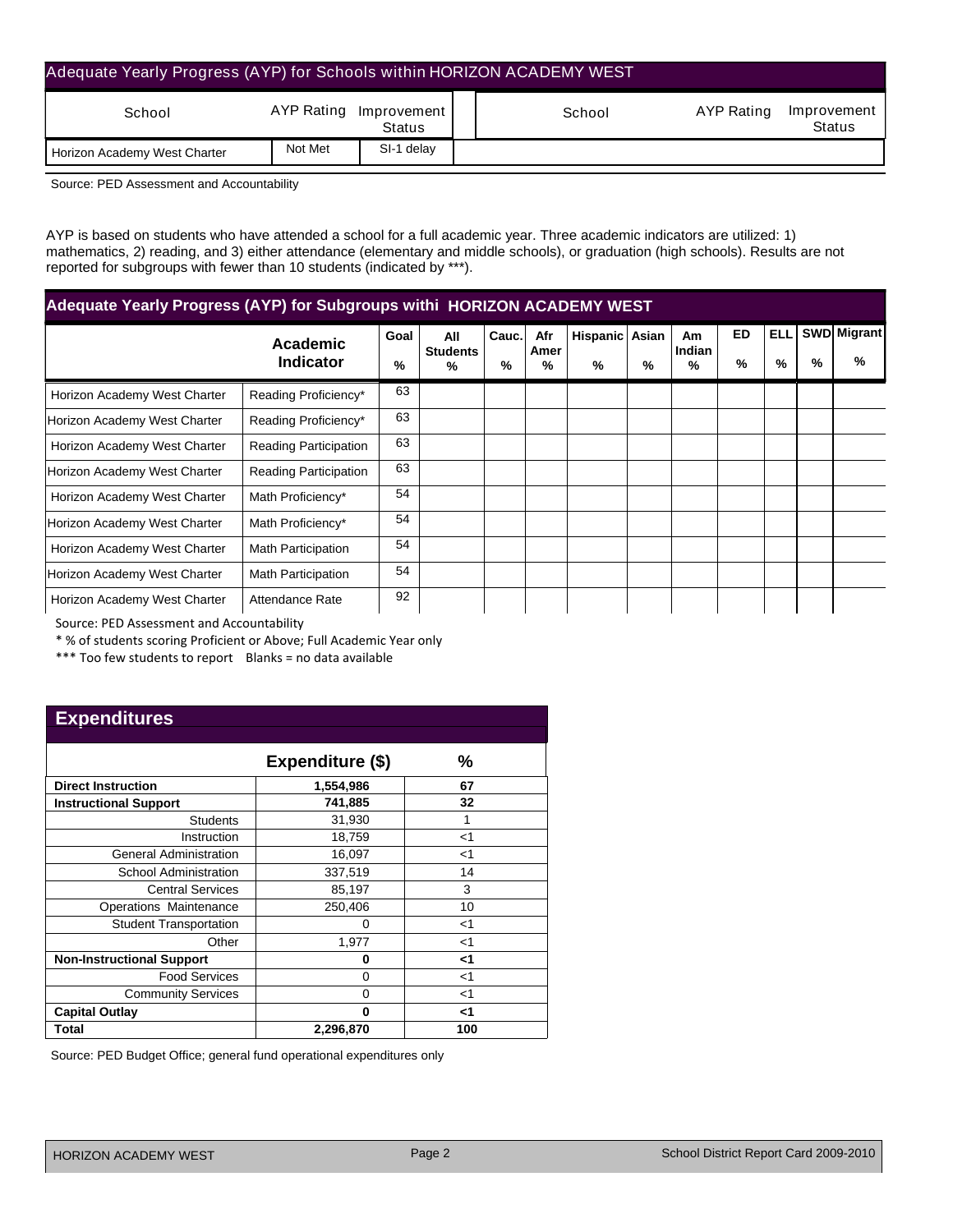## Adequate Yearly Progress (AYP) for Schools within HORIZON ACADEMY WEST

| School | AYP Rating | Improvement Status | School | AYP Rating | Improvement Status |
|---|---|---|---|---|---|
| Horizon Academy West Charter | Not Met | SI-1 delay | | | |

Source: PED Assessment and Accountability

AYP is based on students who have attended a school for a full academic year. Three academic indicators are utilized: 1) mathematics, 2) reading, and 3) either attendance (elementary and middle schools), or graduation (high schools). Results are not reported for subgroups with fewer than 10 students (indicated by ***).

## Adequate Yearly Progress (AYP) for Subgroups withi HORIZON ACADEMY WEST

| | Academic Indicator | Goal % | All Students % | Cauc. % | Afr Amer % | Hispanic % | Asian % | Am Indian % | ED % | ELL % | SWD % | Migrant % |
|---|---|---|---|---|---|---|---|---|---|---|---|---|
| Horizon Academy West Charter | Reading Proficiency* | 63 | | | | | | | | | | |
| Horizon Academy West Charter | Reading Proficiency* | 63 | | | | | | | | | | |
| Horizon Academy West Charter | Reading Participation | 63 | | | | | | | | | | |
| Horizon Academy West Charter | Reading Participation | 63 | | | | | | | | | | |
| Horizon Academy West Charter | Math Proficiency* | 54 | | | | | | | | | | |
| Horizon Academy West Charter | Math Proficiency* | 54 | | | | | | | | | | |
| Horizon Academy West Charter | Math Participation | 54 | | | | | | | | | | |
| Horizon Academy West Charter | Math Participation | 54 | | | | | | | | | | |
| Horizon Academy West Charter | Attendance Rate | 92 | | | | | | | | | | |

Source: PED Assessment and Accountability

* % of students scoring Proficient or Above; Full Academic Year only

*** Too few students to report Blanks = no data available

## Expenditures

| | Expenditure ($) | % |
|---|---|---|
| **Direct Instruction** | **1,554,986** | **67** |
| **Instructional Support** | **741,885** | **32** |
| Students | 31,930 | 1 |
| Instruction | 18,759 | <1 |
| General Administration | 16,097 | <1 |
| School Administration | 337,519 | 14 |
| Central Services | 85,197 | 3 |
| Operations Maintenance | 250,406 | 10 |
| Student Transportation | 0 | <1 |
| Other | 1,977 | <1 |
| **Non-Instructional Support** | **0** | **<1** |
| Food Services | 0 | <1 |
| Community Services | 0 | <1 |
| **Capital Outlay** | **0** | **<1** |
| **Total** | **2,296,870** | **100** |

Source: PED Budget Office; general fund operational expenditures only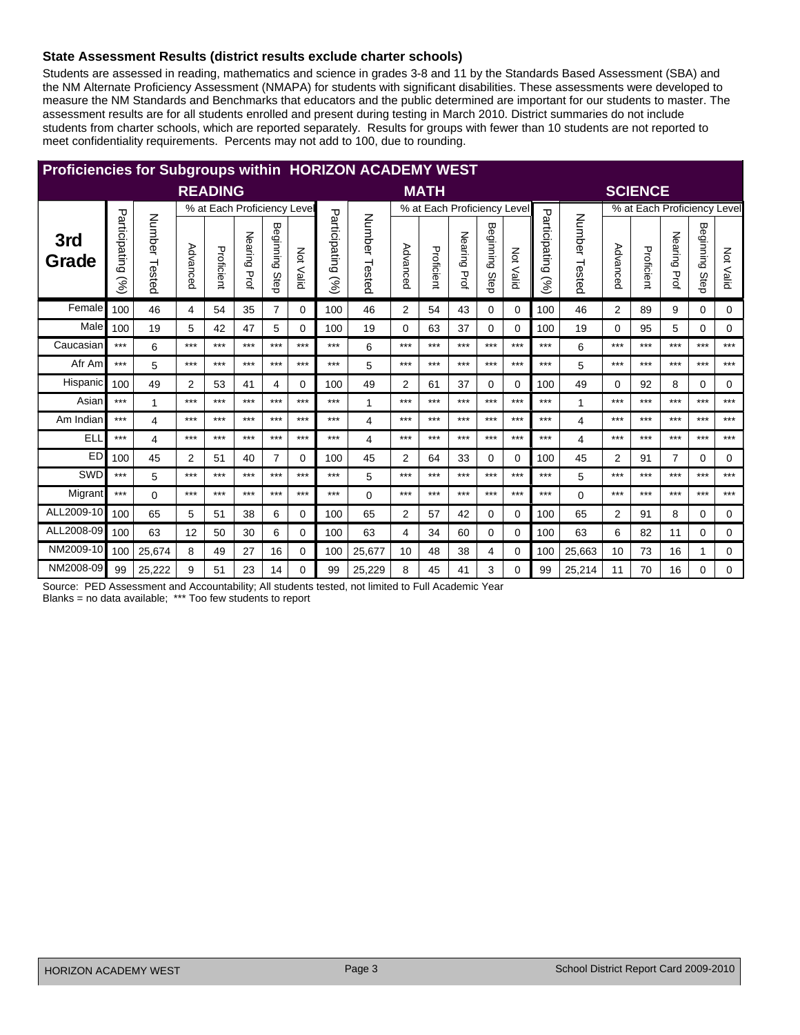### State Assessment Results (district results exclude charter schools)

Students are assessed in reading, mathematics and science in grades 3-8 and 11 by the Standards Based Assessment (SBA) and the NM Alternate Proficiency Assessment (NMAPA) for students with significant disabilities. These assessments were developed to measure the NM Standards and Benchmarks that educators and the public determined are important for our students to master. The assessment results are for all students enrolled and present during testing in March 2010. District summaries do not include students from charter schools, which are reported separately. Results for groups with fewer than 10 students are not reported to meet confidentiality requirements. Percents may not add to 100, due to rounding.

## Proficiencies for Subgroups within HORIZON ACADEMY WEST

| 3rd Grade | READING | | | | | | | MATH | | | | | | | SCIENCE | | | | | | |
|---|---|---|---|---|---|---|---|---|---|---|---|---|---|---|---|---|---|---|---|---|---|
| | | | % at Each Proficiency Level | | | | | | | % at Each Proficiency Level | | | | | | | % at Each Proficiency Level | | | | |
| | Participating (%) | Number Tested | Advanced | Proficient | Nearing Prof | Beginning Step | Not Valid | Participating (%) | Number Tested | Advanced | Proficient | Nearing Prof | Beginning Step | Not Valid | Participating (%) | Number Tested | Advanced | Proficient | Nearing Prof | Beginning Step | Not Valid |
| Female | 100 | 46 | 4 | 54 | 35 | 7 | 0 | 100 | 46 | 2 | 54 | 43 | 0 | 0 | 100 | 46 | 2 | 89 | 9 | 0 | 0 |
| Male | 100 | 19 | 5 | 42 | 47 | 5 | 0 | 100 | 19 | 0 | 63 | 37 | 0 | 0 | 100 | 19 | 0 | 95 | 5 | 0 | 0 |
| Caucasian | *** | 6 | *** | *** | *** | *** | *** | *** | 6 | *** | *** | *** | *** | *** | *** | 6 | *** | *** | *** | *** | *** |
| Afr Am | *** | 5 | *** | *** | *** | *** | *** | *** | 5 | *** | *** | *** | *** | *** | *** | 5 | *** | *** | *** | *** | *** |
| Hispanic | 100 | 49 | 2 | 53 | 41 | 4 | 0 | 100 | 49 | 2 | 61 | 37 | 0 | 0 | 100 | 49 | 0 | 92 | 8 | 0 | 0 |
| Asian | *** | 1 | *** | *** | *** | *** | *** | *** | 1 | *** | *** | *** | *** | *** | *** | 1 | *** | *** | *** | *** | *** |
| Am Indian | *** | 4 | *** | *** | *** | *** | *** | *** | 4 | *** | *** | *** | *** | *** | *** | 4 | *** | *** | *** | *** | *** |
| ELL | *** | 4 | *** | *** | *** | *** | *** | *** | 4 | *** | *** | *** | *** | *** | *** | 4 | *** | *** | *** | *** | *** |
| ED | 100 | 45 | 2 | 51 | 40 | 7 | 0 | 100 | 45 | 2 | 64 | 33 | 0 | 0 | 100 | 45 | 2 | 91 | 7 | 0 | 0 |
| SWD | *** | 5 | *** | *** | *** | *** | *** | *** | 5 | *** | *** | *** | *** | *** | *** | 5 | *** | *** | *** | *** | *** |
| Migrant | *** | 0 | *** | *** | *** | *** | *** | *** | 0 | *** | *** | *** | *** | *** | *** | 0 | *** | *** | *** | *** | *** |
| ALL2009-10 | 100 | 65 | 5 | 51 | 38 | 6 | 0 | 100 | 65 | 2 | 57 | 42 | 0 | 0 | 100 | 65 | 2 | 91 | 8 | 0 | 0 |
| ALL2008-09 | 100 | 63 | 12 | 50 | 30 | 6 | 0 | 100 | 63 | 4 | 34 | 60 | 0 | 0 | 100 | 63 | 6 | 82 | 11 | 0 | 0 |
| NM2009-10 | 100 | 25,674 | 8 | 49 | 27 | 16 | 0 | 100 | 25,677 | 10 | 48 | 38 | 4 | 0 | 100 | 25,663 | 10 | 73 | 16 | 1 | 0 |
| NM2008-09 | 99 | 25,222 | 9 | 51 | 23 | 14 | 0 | 99 | 25,229 | 8 | 45 | 41 | 3 | 0 | 99 | 25,214 | 11 | 70 | 16 | 0 | 0 |

Source: PED Assessment and Accountability; All students tested, not limited to Full Academic Year

Blanks = no data available; *** Too few students to report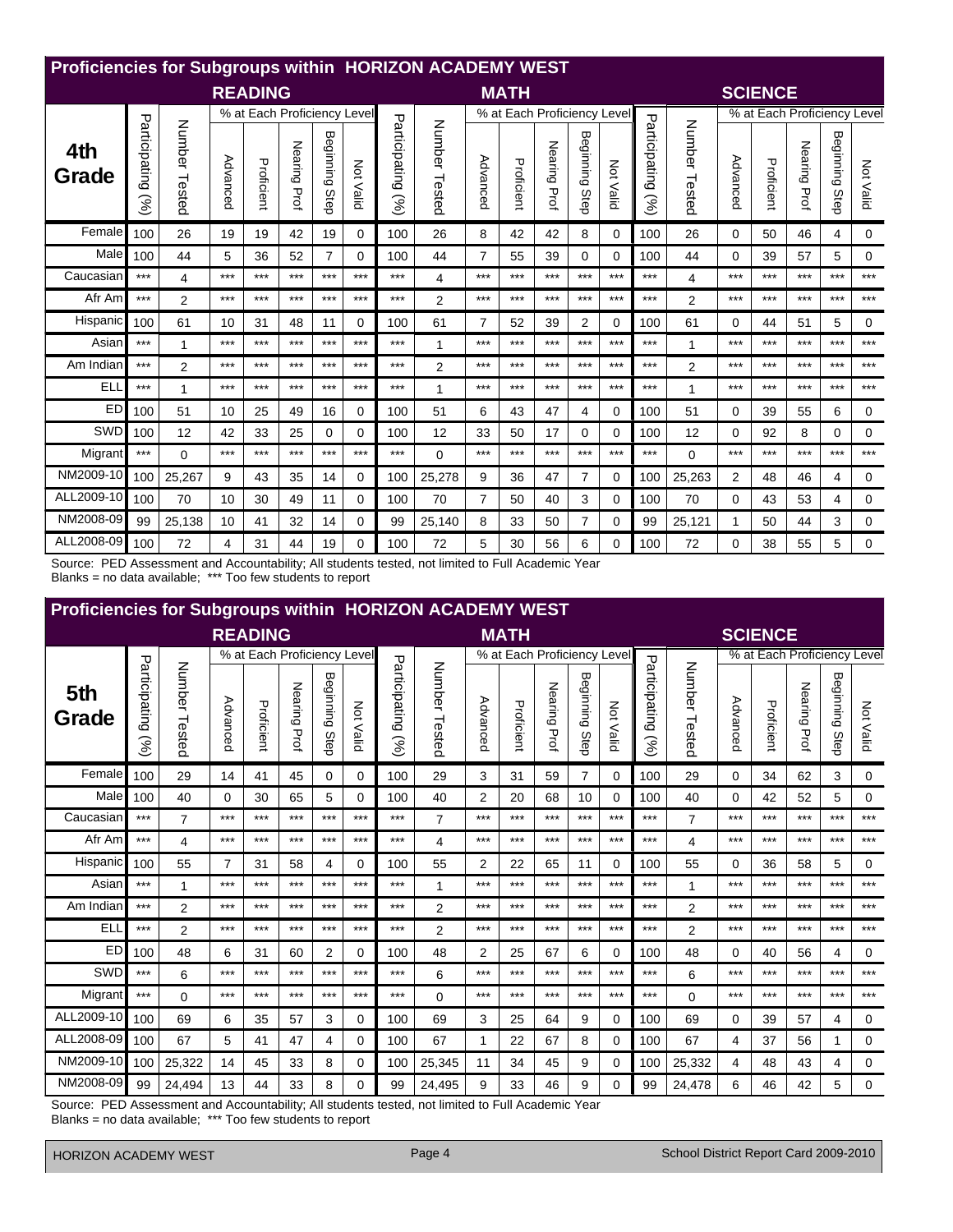## Proficiencies for Subgroups within HORIZON ACADEMY WEST

| 4th Grade | READING | | | | | | | MATH | | | | | | | SCIENCE | | | | | | |
|---|---|---|---|---|---|---|---|---|---|---|---|---|---|---|---|---|---|---|---|---|---|
| | | | % at Each Proficiency Level | | | | | | | % at Each Proficiency Level | | | | | | | % at Each Proficiency Level | | | | |
| | Participating (%) | Number Tested | Advanced | Proficient | Nearing Prof | Beginning Step | Not Valid | Participating (%) | Number Tested | Advanced | Proficient | Nearing Prof | Beginning Step | Not Valid | Participating (%) | Number Tested | Advanced | Proficient | Nearing Prof | Beginning Step | Not Valid |
| Female | 100 | 26 | 19 | 19 | 42 | 19 | 0 | 100 | 26 | 8 | 42 | 42 | 8 | 0 | 100 | 26 | 0 | 50 | 46 | 4 | 0 |
| Male | 100 | 44 | 5 | 36 | 52 | 7 | 0 | 100 | 44 | 7 | 55 | 39 | 0 | 0 | 100 | 44 | 0 | 39 | 57 | 5 | 0 |
| Caucasian | *** | 4 | *** | *** | *** | *** | *** | *** | 4 | *** | *** | *** | *** | *** | *** | 4 | *** | *** | *** | *** | *** |
| Afr Am | *** | 2 | *** | *** | *** | *** | *** | *** | 2 | *** | *** | *** | *** | *** | *** | 2 | *** | *** | *** | *** | *** |
| Hispanic | 100 | 61 | 10 | 31 | 48 | 11 | 0 | 100 | 61 | 7 | 52 | 39 | 2 | 0 | 100 | 61 | 0 | 44 | 51 | 5 | 0 |
| Asian | *** | 1 | *** | *** | *** | *** | *** | *** | 1 | *** | *** | *** | *** | *** | *** | 1 | *** | *** | *** | *** | *** |
| Am Indian | *** | 2 | *** | *** | *** | *** | *** | *** | 2 | *** | *** | *** | *** | *** | *** | 2 | *** | *** | *** | *** | *** |
| ELL | *** | 1 | *** | *** | *** | *** | *** | *** | 1 | *** | *** | *** | *** | *** | *** | 1 | *** | *** | *** | *** | *** |
| ED | 100 | 51 | 10 | 25 | 49 | 16 | 0 | 100 | 51 | 6 | 43 | 47 | 4 | 0 | 100 | 51 | 0 | 39 | 55 | 6 | 0 |
| SWD | 100 | 12 | 42 | 33 | 25 | 0 | 0 | 100 | 12 | 33 | 50 | 17 | 0 | 0 | 100 | 12 | 0 | 92 | 8 | 0 | 0 |
| Migrant | *** | 0 | *** | *** | *** | *** | *** | *** | 0 | *** | *** | *** | *** | *** | *** | 0 | *** | *** | *** | *** | *** |
| NM2009-10 | 100 | 25,267 | 9 | 43 | 35 | 14 | 0 | 100 | 25,278 | 9 | 36 | 47 | 7 | 0 | 100 | 25,263 | 2 | 48 | 46 | 4 | 0 |
| ALL2009-10 | 100 | 70 | 10 | 30 | 49 | 11 | 0 | 100 | 70 | 7 | 50 | 40 | 3 | 0 | 100 | 70 | 0 | 43 | 53 | 4 | 0 |
| NM2008-09 | 99 | 25,138 | 10 | 41 | 32 | 14 | 0 | 99 | 25,140 | 8 | 33 | 50 | 7 | 0 | 99 | 25,121 | 1 | 50 | 44 | 3 | 0 |
| ALL2008-09 | 100 | 72 | 4 | 31 | 44 | 19 | 0 | 100 | 72 | 5 | 30 | 56 | 6 | 0 | 100 | 72 | 0 | 38 | 55 | 5 | 0 |

Source: PED Assessment and Accountability; All students tested, not limited to Full Academic Year
Blanks = no data available; *** Too few students to report

## Proficiencies for Subgroups within HORIZON ACADEMY WEST

| 5th Grade | READING | | | | | | | MATH | | | | | | | SCIENCE | | | | | | |
|---|---|---|---|---|---|---|---|---|---|---|---|---|---|---|---|---|---|---|---|---|---|
| | | | % at Each Proficiency Level | | | | | | | % at Each Proficiency Level | | | | | | | % at Each Proficiency Level | | | | |
| | Participating (%) | Number Tested | Advanced | Proficient | Nearing Prof | Beginning Step | Not Valid | Participating (%) | Number Tested | Advanced | Proficient | Nearing Prof | Beginning Step | Not Valid | Participating (%) | Number Tested | Advanced | Proficient | Nearing Prof | Beginning Step | Not Valid |
| Female | 100 | 29 | 14 | 41 | 45 | 0 | 0 | 100 | 29 | 3 | 31 | 59 | 7 | 0 | 100 | 29 | 0 | 34 | 62 | 3 | 0 |
| Male | 100 | 40 | 0 | 30 | 65 | 5 | 0 | 100 | 40 | 2 | 20 | 68 | 10 | 0 | 100 | 40 | 0 | 42 | 52 | 5 | 0 |
| Caucasian | *** | 7 | *** | *** | *** | *** | *** | *** | 7 | *** | *** | *** | *** | *** | *** | 7 | *** | *** | *** | *** | *** |
| Afr Am | *** | 4 | *** | *** | *** | *** | *** | *** | 4 | *** | *** | *** | *** | *** | *** | 4 | *** | *** | *** | *** | *** |
| Hispanic | 100 | 55 | 7 | 31 | 58 | 4 | 0 | 100 | 55 | 2 | 22 | 65 | 11 | 0 | 100 | 55 | 0 | 36 | 58 | 5 | 0 |
| Asian | *** | 1 | *** | *** | *** | *** | *** | *** | 1 | *** | *** | *** | *** | *** | *** | 1 | *** | *** | *** | *** | *** |
| Am Indian | *** | 2 | *** | *** | *** | *** | *** | *** | 2 | *** | *** | *** | *** | *** | *** | 2 | *** | *** | *** | *** | *** |
| ELL | *** | 2 | *** | *** | *** | *** | *** | *** | 2 | *** | *** | *** | *** | *** | *** | 2 | *** | *** | *** | *** | *** |
| ED | 100 | 48 | 6 | 31 | 60 | 2 | 0 | 100 | 48 | 2 | 25 | 67 | 6 | 0 | 100 | 48 | 0 | 40 | 56 | 4 | 0 |
| SWD | *** | 6 | *** | *** | *** | *** | *** | *** | 6 | *** | *** | *** | *** | *** | *** | 6 | *** | *** | *** | *** | *** |
| Migrant | *** | 0 | *** | *** | *** | *** | *** | *** | 0 | *** | *** | *** | *** | *** | *** | 0 | *** | *** | *** | *** | *** |
| ALL2009-10 | 100 | 69 | 6 | 35 | 57 | 3 | 0 | 100 | 69 | 3 | 25 | 64 | 9 | 0 | 100 | 69 | 0 | 39 | 57 | 4 | 0 |
| ALL2008-09 | 100 | 67 | 5 | 41 | 47 | 4 | 0 | 100 | 67 | 1 | 22 | 67 | 8 | 0 | 100 | 67 | 4 | 37 | 56 | 1 | 0 |
| NM2009-10 | 100 | 25,322 | 14 | 45 | 33 | 8 | 0 | 100 | 25,345 | 11 | 34 | 45 | 9 | 0 | 100 | 25,332 | 4 | 48 | 43 | 4 | 0 |
| NM2008-09 | 99 | 24,494 | 13 | 44 | 33 | 8 | 0 | 99 | 24,495 | 9 | 33 | 46 | 9 | 0 | 99 | 24,478 | 6 | 46 | 42 | 5 | 0 |

Source: PED Assessment and Accountability; All students tested, not limited to Full Academic Year
Blanks = no data available; *** Too few students to report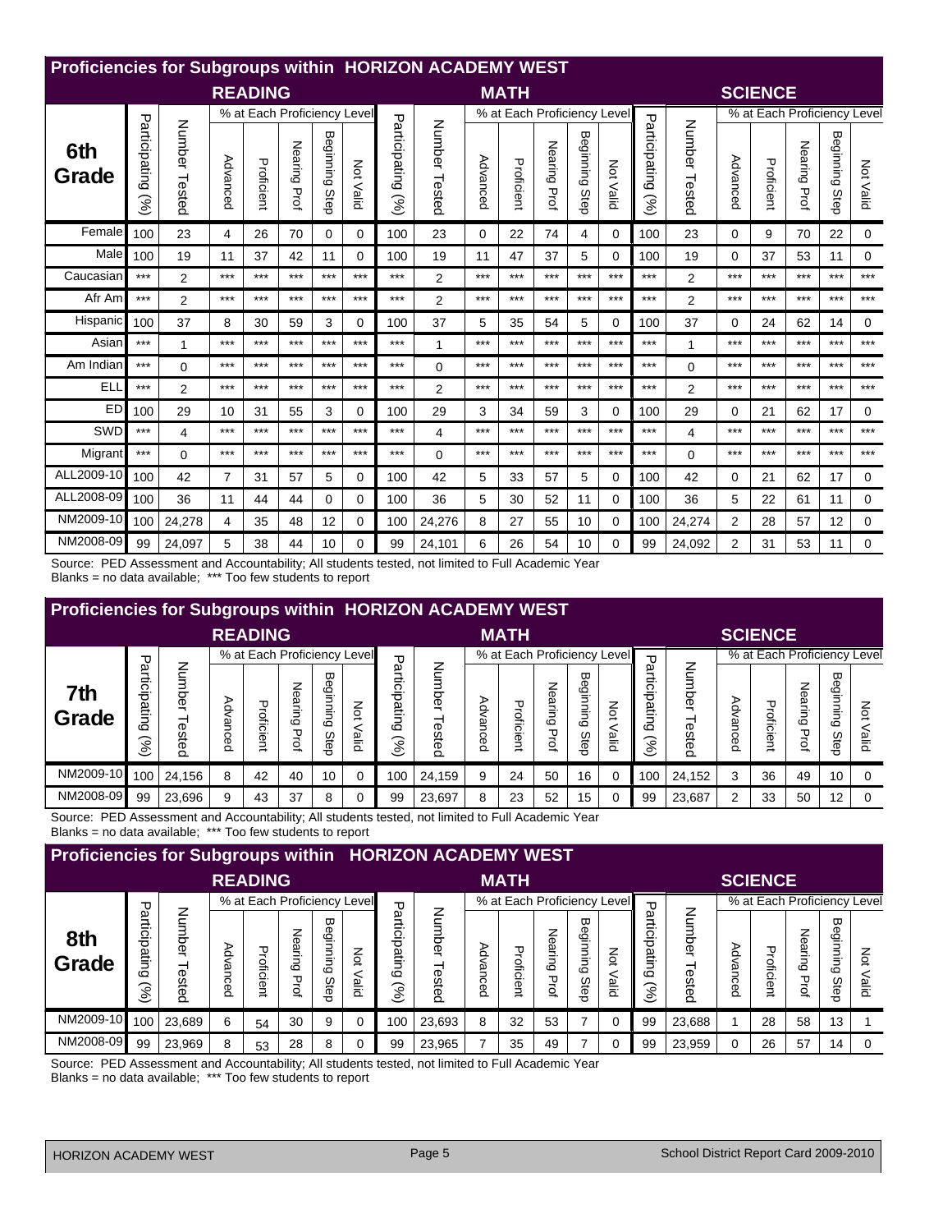## Proficiencies for Subgroups within HORIZON ACADEMY WEST

| 6th Grade | READING | | | | | | | MATH | | | | | | | SCIENCE | | | | | | |
|---|---|---|---|---|---|---|---|---|---|---|---|---|---|---|---|---|---|---|---|---|---|
| | | | % at Each Proficiency Level | | | | | | | % at Each Proficiency Level | | | | | | | % at Each Proficiency Level | | | | |
| | Participating (%) | Number Tested | Advanced | Proficient | Nearing Prof | Beginning Step | Not Valid | Participating (%) | Number Tested | Advanced | Proficient | Nearing Prof | Beginning Step | Not Valid | Participating (%) | Number Tested | Advanced | Proficient | Nearing Prof | Beginning Step | Not Valid |
| Female | 100 | 23 | 4 | 26 | 70 | 0 | 0 | 100 | 23 | 0 | 22 | 74 | 4 | 0 | 100 | 23 | 0 | 9 | 70 | 22 | 0 |
| Male | 100 | 19 | 11 | 37 | 42 | 11 | 0 | 100 | 19 | 11 | 47 | 37 | 5 | 0 | 100 | 19 | 0 | 37 | 53 | 11 | 0 |
| Caucasian | *** | 2 | *** | *** | *** | *** | *** | *** | 2 | *** | *** | *** | *** | *** | *** | 2 | *** | *** | *** | *** | *** |
| Afr Am | *** | 2 | *** | *** | *** | *** | *** | *** | 2 | *** | *** | *** | *** | *** | *** | 2 | *** | *** | *** | *** | *** |
| Hispanic | 100 | 37 | 8 | 30 | 59 | 3 | 0 | 100 | 37 | 5 | 35 | 54 | 5 | 0 | 100 | 37 | 0 | 24 | 62 | 14 | 0 |
| Asian | *** | 1 | *** | *** | *** | *** | *** | *** | 1 | *** | *** | *** | *** | *** | *** | 1 | *** | *** | *** | *** | *** |
| Am Indian | *** | 0 | *** | *** | *** | *** | *** | *** | 0 | *** | *** | *** | *** | *** | *** | 0 | *** | *** | *** | *** | *** |
| ELL | *** | 2 | *** | *** | *** | *** | *** | *** | 2 | *** | *** | *** | *** | *** | *** | 2 | *** | *** | *** | *** | *** |
| ED | 100 | 29 | 10 | 31 | 55 | 3 | 0 | 100 | 29 | 3 | 34 | 59 | 3 | 0 | 100 | 29 | 0 | 21 | 62 | 17 | 0 |
| SWD | *** | 4 | *** | *** | *** | *** | *** | *** | 4 | *** | *** | *** | *** | *** | *** | 4 | *** | *** | *** | *** | *** |
| Migrant | *** | 0 | *** | *** | *** | *** | *** | *** | 0 | *** | *** | *** | *** | *** | *** | 0 | *** | *** | *** | *** | *** |
| ALL2009-10 | 100 | 42 | 7 | 31 | 57 | 5 | 0 | 100 | 42 | 5 | 33 | 57 | 5 | 0 | 100 | 42 | 0 | 21 | 62 | 17 | 0 |
| ALL2008-09 | 100 | 36 | 11 | 44 | 44 | 0 | 0 | 100 | 36 | 5 | 30 | 52 | 11 | 0 | 100 | 36 | 5 | 22 | 61 | 11 | 0 |
| NM2009-10 | 100 | 24,278 | 4 | 35 | 48 | 12 | 0 | 100 | 24,276 | 8 | 27 | 55 | 10 | 0 | 100 | 24,274 | 2 | 28 | 57 | 12 | 0 |
| NM2008-09 | 99 | 24,097 | 5 | 38 | 44 | 10 | 0 | 99 | 24,101 | 6 | 26 | 54 | 10 | 0 | 99 | 24,092 | 2 | 31 | 53 | 11 | 0 |

Source: PED Assessment and Accountability; All students tested, not limited to Full Academic Year
Blanks = no data available; *** Too few students to report

## Proficiencies for Subgroups within HORIZON ACADEMY WEST

| 7th Grade | READING | | | | | | | MATH | | | | | | | SCIENCE | | | | | | |
|---|---|---|---|---|---|---|---|---|---|---|---|---|---|---|---|---|---|---|---|---|---|
| | | | % at Each Proficiency Level | | | | | | | % at Each Proficiency Level | | | | | | | % at Each Proficiency Level | | | | |
| | Participating (%) | Number Tested | Advanced | Proficient | Nearing Prof | Beginning Step | Not Valid | Participating (%) | Number Tested | Advanced | Proficient | Nearing Prof | Beginning Step | Not Valid | Participating (%) | Number Tested | Advanced | Proficient | Nearing Prof | Beginning Step | Not Valid |
| NM2009-10 | 100 | 24,156 | 8 | 42 | 40 | 10 | 0 | 100 | 24,159 | 9 | 24 | 50 | 16 | 0 | 100 | 24,152 | 3 | 36 | 49 | 10 | 0 |
| NM2008-09 | 99 | 23,696 | 9 | 43 | 37 | 8 | 0 | 99 | 23,697 | 8 | 23 | 52 | 15 | 0 | 99 | 23,687 | 2 | 33 | 50 | 12 | 0 |

Source: PED Assessment and Accountability; All students tested, not limited to Full Academic Year
Blanks = no data available; *** Too few students to report

## Proficiencies for Subgroups within HORIZON ACADEMY WEST

| 8th Grade | READING | | | | | | | MATH | | | | | | | SCIENCE | | | | | | |
|---|---|---|---|---|---|---|---|---|---|---|---|---|---|---|---|---|---|---|---|---|---|
| | | | % at Each Proficiency Level | | | | | | | % at Each Proficiency Level | | | | | | | % at Each Proficiency Level | | | | |
| | Participating (%) | Number Tested | Advanced | Proficient | Nearing Prof | Beginning Step | Not Valid | Participating (%) | Number Tested | Advanced | Proficient | Nearing Prof | Beginning Step | Not Valid | Participating (%) | Number Tested | Advanced | Proficient | Nearing Prof | Beginning Step | Not Valid |
| NM2009-10 | 100 | 23,689 | 6 | 54 | 30 | 9 | 0 | 100 | 23,693 | 8 | 32 | 53 | 7 | 0 | 99 | 23,688 | 1 | 28 | 58 | 13 | 1 |
| NM2008-09 | 99 | 23,969 | 8 | 53 | 28 | 8 | 0 | 99 | 23,965 | 7 | 35 | 49 | 7 | 0 | 99 | 23,959 | 0 | 26 | 57 | 14 | 0 |

Source: PED Assessment and Accountability; All students tested, not limited to Full Academic Year
Blanks = no data available; *** Too few students to report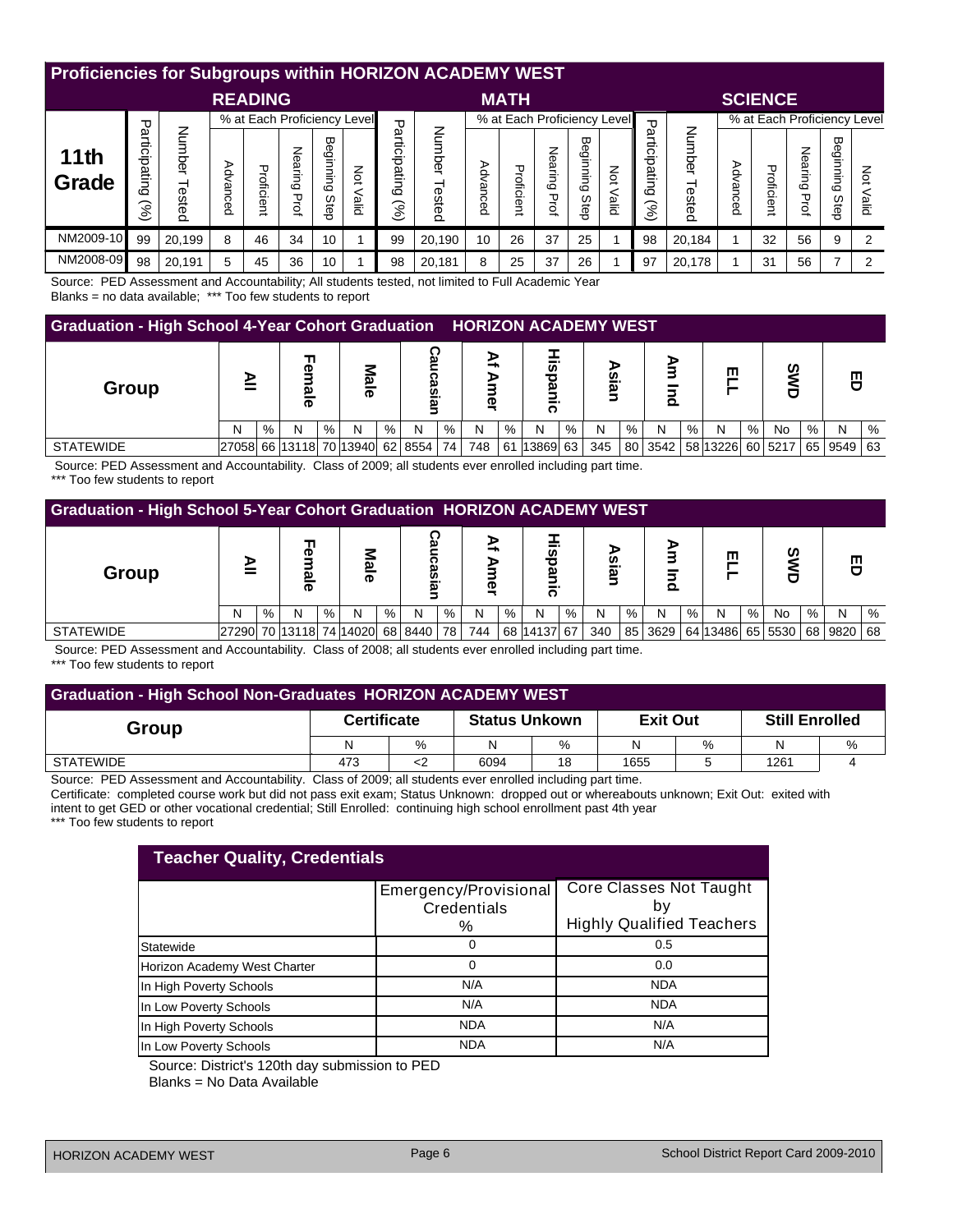## Proficiencies for Subgroups within HORIZON ACADEMY WEST

| 11th Grade | READING | | | | | | | MATH | | | | | | | SCIENCE | | | | | | |
|---|---|---|---|---|---|---|---|---|---|---|---|---|---|---|---|---|---|---|---|---|---|
| | | | % at Each Proficiency Level | | | | | | | % at Each Proficiency Level | | | | | | | % at Each Proficiency Level | | | | |
| | Participating (%) | Number Tested | Advanced | Proficient | Nearing Prof | Beginning Step | Not Valid | Participating (%) | Number Tested | Advanced | Proficient | Nearing Prof | Beginning Step | Not Valid | Participating (%) | Number Tested | Advanced | Proficient | Nearing Prof | Beginning Step | Not Valid |
| NM2009-10 | 99 | 20,199 | 8 | 46 | 34 | 10 | 1 | 99 | 20,190 | 10 | 26 | 37 | 25 | 1 | 98 | 20,184 | 1 | 32 | 56 | 9 | 2 |
| NM2008-09 | 98 | 20,191 | 5 | 45 | 36 | 10 | 1 | 98 | 20,181 | 8 | 25 | 37 | 26 | 1 | 97 | 20,178 | 1 | 31 | 56 | 7 | 2 |

Source: PED Assessment and Accountability; All students tested, not limited to Full Academic Year
Blanks = no data available; *** Too few students to report

## Graduation - High School 4-Year Cohort Graduation HORIZON ACADEMY WEST

| Group | All | | Female | | Male | | Caucasian | | Af Amer | | Hispanic | | Asian | | Am Ind | | ELL | | SWD | | ED | |
|---|---|---|---|---|---|---|---|---|---|---|---|---|---|---|---|---|---|---|---|---|---|---|
| | N | % | N | % | N | % | N | % | N | % | N | % | N | % | N | % | N | % | No | % | N | % |
| STATEWIDE | 27058 | 66 | 13118 | 70 | 13940 | 62 | 8554 | 74 | 748 | 61 | 13869 | 63 | 345 | 80 | 3542 | 58 | 13226 | 60 | 5217 | 65 | 9549 | 63 |

Source: PED Assessment and Accountability. Class of 2009; all students ever enrolled including part time.
*** Too few students to report

## Graduation - High School 5-Year Cohort Graduation HORIZON ACADEMY WEST

| Group | All | | Female | | Male | | Caucasian | | Af Amer | | Hispanic | | Asian | | Am Ind | | ELL | | SWD | | ED | |
|---|---|---|---|---|---|---|---|---|---|---|---|---|---|---|---|---|---|---|---|---|---|---|
| | N | % | N | % | N | % | N | % | N | % | N | % | N | % | N | % | N | % | No | % | N | % |
| STATEWIDE | 27290 | 70 | 13118 | 74 | 14020 | 68 | 8440 | 78 | 744 | 68 | 14137 | 67 | 340 | 85 | 3629 | 64 | 13486 | 65 | 5530 | 68 | 9820 | 68 |

Source: PED Assessment and Accountability. Class of 2008; all students ever enrolled including part time.
*** Too few students to report

## Graduation - High School Non-Graduates HORIZON ACADEMY WEST

| Group | Certificate | | Status Unkown | | Exit Out | | Still Enrolled | |
|---|---|---|---|---|---|---|---|---|
| | N | % | N | % | N | % | N | % |
| STATEWIDE | 473 | <2 | 6094 | 18 | 1655 | 5 | 1261 | 4 |

Source: PED Assessment and Accountability. Class of 2009; all students ever enrolled including part time.
Certificate: completed course work but did not pass exit exam; Status Unknown: dropped out or whereabouts unknown; Exit Out: exited with intent to get GED or other vocational credential; Still Enrolled: continuing high school enrollment past 4th year
*** Too few students to report

## Teacher Quality, Credentials

| | Emergency/Provisional Credentials % | Core Classes Not Taught by Highly Qualified Teachers |
|---|---|---|
| Statewide | 0 | 0.5 |
| Horizon Academy West Charter | 0 | 0.0 |
| In High Poverty Schools | N/A | NDA |
| In Low Poverty Schools | N/A | NDA |
| In High Poverty Schools | NDA | N/A |
| In Low Poverty Schools | NDA | N/A |

Source: District's 120th day submission to PED
Blanks = No Data Available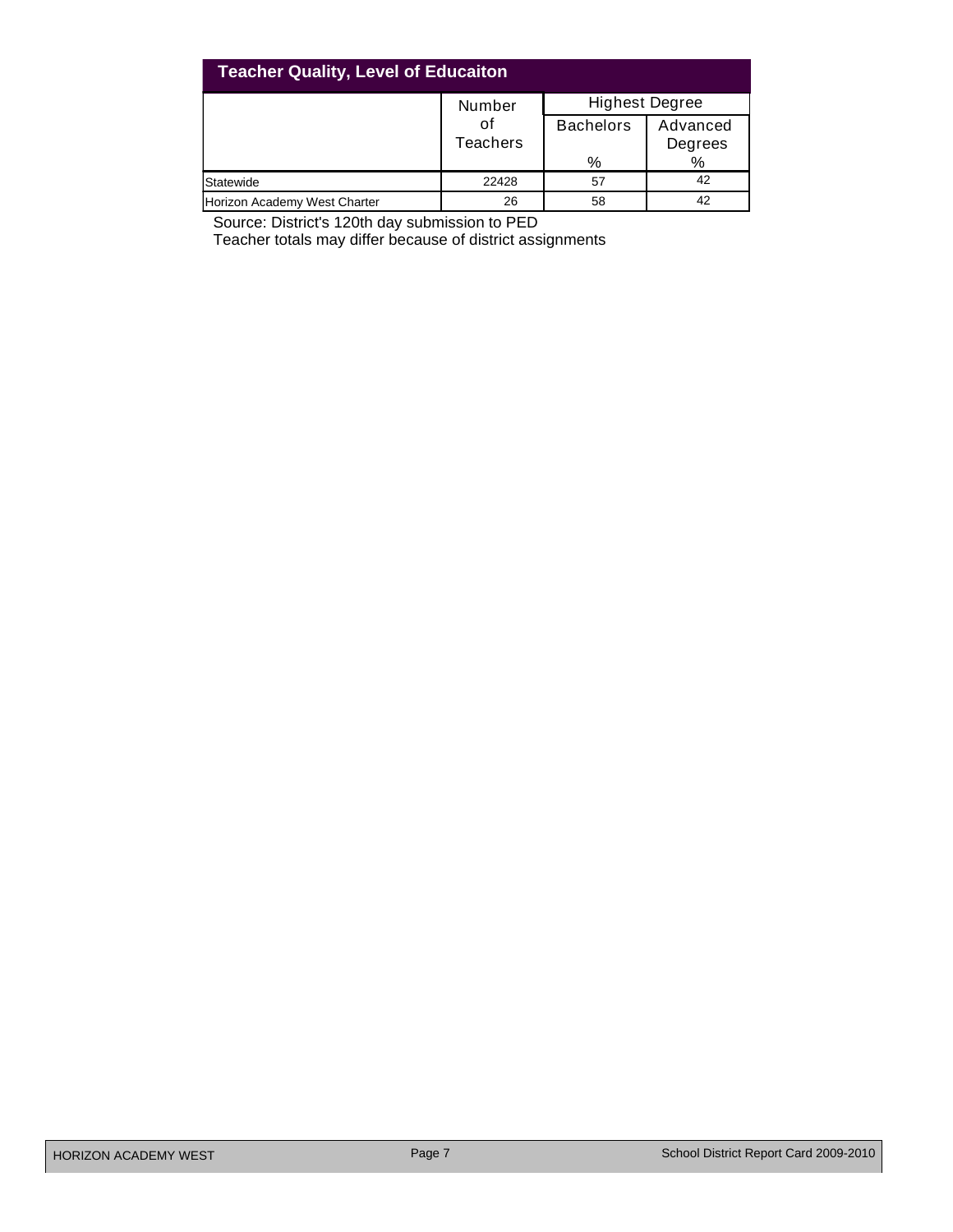## Teacher Quality, Level of Educaiton

| | Number of Teachers | Highest Degree | |
|---|---|---|---|
| | | Bachelors % | Advanced Degrees % |
| Statewide | 22428 | 57 | 42 |
| Horizon Academy West Charter | 26 | 58 | 42 |

Source: District's 120th day submission to PED

Teacher totals may differ because of district assignments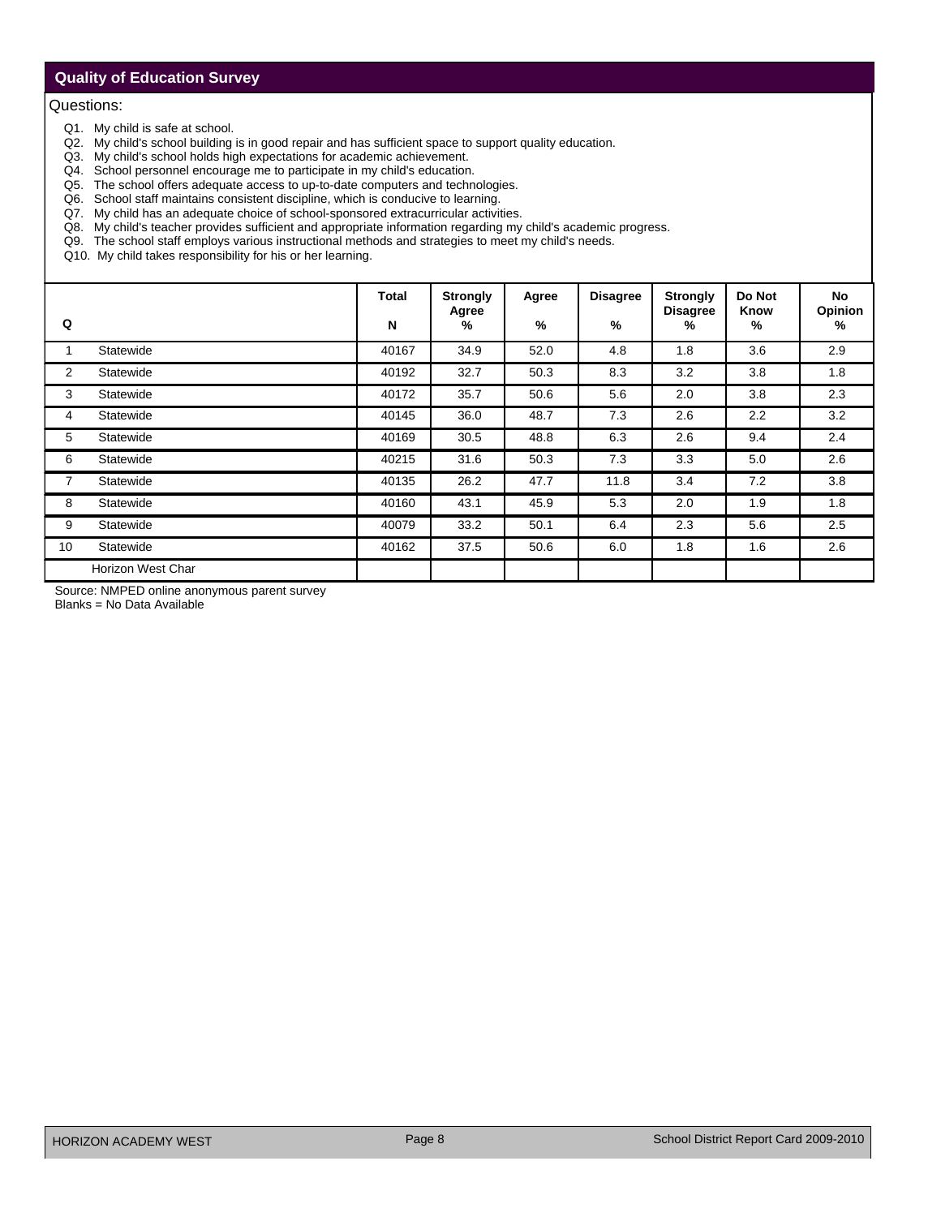## Quality of Education Survey

Questions:

- Q1. My child is safe at school.
- Q2. My child's school building is in good repair and has sufficient space to support quality education.
- Q3. My child's school holds high expectations for academic achievement.
- Q4. School personnel encourage me to participate in my child's education.
- Q5. The school offers adequate access to up-to-date computers and technologies.
- Q6. School staff maintains consistent discipline, which is conducive to learning.
- Q7. My child has an adequate choice of school-sponsored extracurricular activities.
- Q8. My child's teacher provides sufficient and appropriate information regarding my child's academic progress.
- Q9. The school staff employs various instructional methods and strategies to meet my child's needs.
- Q10. My child takes responsibility for his or her learning.

| Q | | Total N | Strongly Agree % | Agree % | Disagree % | Strongly Disagree % | Do Not Know % | No Opinion % |
|---|---|---|---|---|---|---|---|---|
| 1 | Statewide | 40167 | 34.9 | 52.0 | 4.8 | 1.8 | 3.6 | 2.9 |
| 2 | Statewide | 40192 | 32.7 | 50.3 | 8.3 | 3.2 | 3.8 | 1.8 |
| 3 | Statewide | 40172 | 35.7 | 50.6 | 5.6 | 2.0 | 3.8 | 2.3 |
| 4 | Statewide | 40145 | 36.0 | 48.7 | 7.3 | 2.6 | 2.2 | 3.2 |
| 5 | Statewide | 40169 | 30.5 | 48.8 | 6.3 | 2.6 | 9.4 | 2.4 |
| 6 | Statewide | 40215 | 31.6 | 50.3 | 7.3 | 3.3 | 5.0 | 2.6 |
| 7 | Statewide | 40135 | 26.2 | 47.7 | 11.8 | 3.4 | 7.2 | 3.8 |
| 8 | Statewide | 40160 | 43.1 | 45.9 | 5.3 | 2.0 | 1.9 | 1.8 |
| 9 | Statewide | 40079 | 33.2 | 50.1 | 6.4 | 2.3 | 5.6 | 2.5 |
| 10 | Statewide | 40162 | 37.5 | 50.6 | 6.0 | 1.8 | 1.6 | 2.6 |
| | Horizon West Char | | | | | | | |

Source: NMPED online anonymous parent survey

Blanks = No Data Available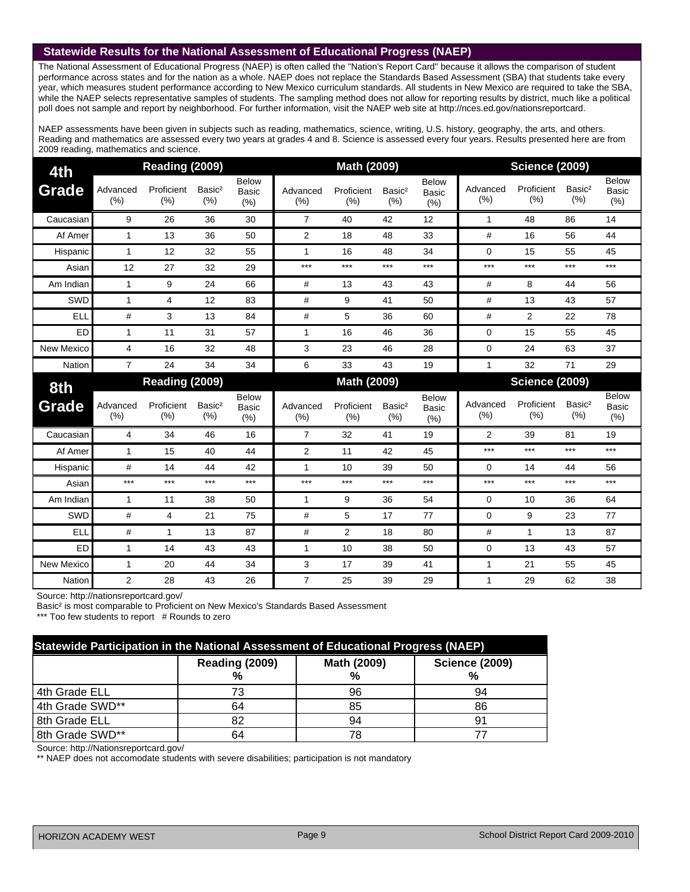## Statewide Results for the National Assessment of Educational Progress (NAEP)

The National Assessment of Educational Progress (NAEP) is often called the "Nation's Report Card" because it allows the comparison of student performance across states and for the nation as a whole. NAEP does not replace the Standards Based Assessment (SBA) that students take every year, which measures student performance according to New Mexico curriculum standards. All students in New Mexico are required to take the SBA, while the NAEP selects representative samples of students. The sampling method does not allow for reporting results by district, much like a political poll does not sample and report by neighborhood. For further information, visit the NAEP web site at http://nces.ed.gov/nationsreportcard.

NAEP assessments have been given in subjects such as reading, mathematics, science, writing, U.S. history, geography, the arts, and others. Reading and mathematics are assessed every two years at grades 4 and 8. Science is assessed every four years. Results presented here are from 2009 reading, mathematics and science.

| 4th Grade | Reading (2009) | | | | Math (2009) | | | | Science (2009) | | | |
|---|---|---|---|---|---|---|---|---|---|---|---|---|
| | Advanced (%) | Proficient (%) | Basic² (%) | Below Basic (%) | Advanced (%) | Proficient (%) | Basic² (%) | Below Basic (%) | Advanced (%) | Proficient (%) | Basic² (%) | Below Basic (%) |
| Caucasian | 9 | 26 | 36 | 30 | 7 | 40 | 42 | 12 | 1 | 48 | 86 | 14 |
| Af Amer | 1 | 13 | 36 | 50 | 2 | 18 | 48 | 33 | # | 16 | 56 | 44 |
| Hispanic | 1 | 12 | 32 | 55 | 1 | 16 | 48 | 34 | 0 | 15 | 55 | 45 |
| Asian | 12 | 27 | 32 | 29 | *** | *** | *** | *** | *** | *** | *** | *** |
| Am Indian | 1 | 9 | 24 | 66 | # | 13 | 43 | 43 | # | 8 | 44 | 56 |
| SWD | 1 | 4 | 12 | 83 | # | 9 | 41 | 50 | # | 13 | 43 | 57 |
| ELL | # | 3 | 13 | 84 | # | 5 | 36 | 60 | # | 2 | 22 | 78 |
| ED | 1 | 11 | 31 | 57 | 1 | 16 | 46 | 36 | 0 | 15 | 55 | 45 |
| New Mexico | 4 | 16 | 32 | 48 | 3 | 23 | 46 | 28 | 0 | 24 | 63 | 37 |
| Nation | 7 | 24 | 34 | 34 | 6 | 33 | 43 | 19 | 1 | 32 | 71 | 29 |

| 8th Grade | Reading (2009) | | | | Math (2009) | | | | Science (2009) | | | |
|---|---|---|---|---|---|---|---|---|---|---|---|---|
| | Advanced (%) | Proficient (%) | Basic² (%) | Below Basic (%) | Advanced (%) | Proficient (%) | Basic² (%) | Below Basic (%) | Advanced (%) | Proficient (%) | Basic² (%) | Below Basic (%) |
| Caucasian | 4 | 34 | 46 | 16 | 7 | 32 | 41 | 19 | 2 | 39 | 81 | 19 |
| Af Amer | 1 | 15 | 40 | 44 | 2 | 11 | 42 | 45 | *** | *** | *** | *** |
| Hispanic | # | 14 | 44 | 42 | 1 | 10 | 39 | 50 | 0 | 14 | 44 | 56 |
| Asian | *** | *** | *** | *** | *** | *** | *** | *** | *** | *** | *** | *** |
| Am Indian | 1 | 11 | 38 | 50 | 1 | 9 | 36 | 54 | 0 | 10 | 36 | 64 |
| SWD | # | 4 | 21 | 75 | # | 5 | 17 | 77 | 0 | 9 | 23 | 77 |
| ELL | # | 1 | 13 | 87 | # | 2 | 18 | 80 | # | 1 | 13 | 87 |
| ED | 1 | 14 | 43 | 43 | 1 | 10 | 38 | 50 | 0 | 13 | 43 | 57 |
| New Mexico | 1 | 20 | 44 | 34 | 3 | 17 | 39 | 41 | 1 | 21 | 55 | 45 |
| Nation | 2 | 28 | 43 | 26 | 7 | 25 | 39 | 29 | 1 | 29 | 62 | 38 |

Source: http://nationsreportcard.gov/

Basic² is most comparable to Proficient on New Mexico's Standards Based Assessment

*** Too few students to report # Rounds to zero

## Statewide Participation in the National Assessment of Educational Progress (NAEP)

| | Reading (2009) % | Math (2009) % | Science (2009) % |
|---|---|---|---|
| 4th Grade ELL | 73 | 96 | 94 |
| 4th Grade SWD** | 64 | 85 | 86 |
| 8th Grade ELL | 82 | 94 | 91 |
| 8th Grade SWD** | 64 | 78 | 77 |

Source: http://Nationsreportcard.gov/

** NAEP does not accomodate students with severe disabilities; participation is not mandatory